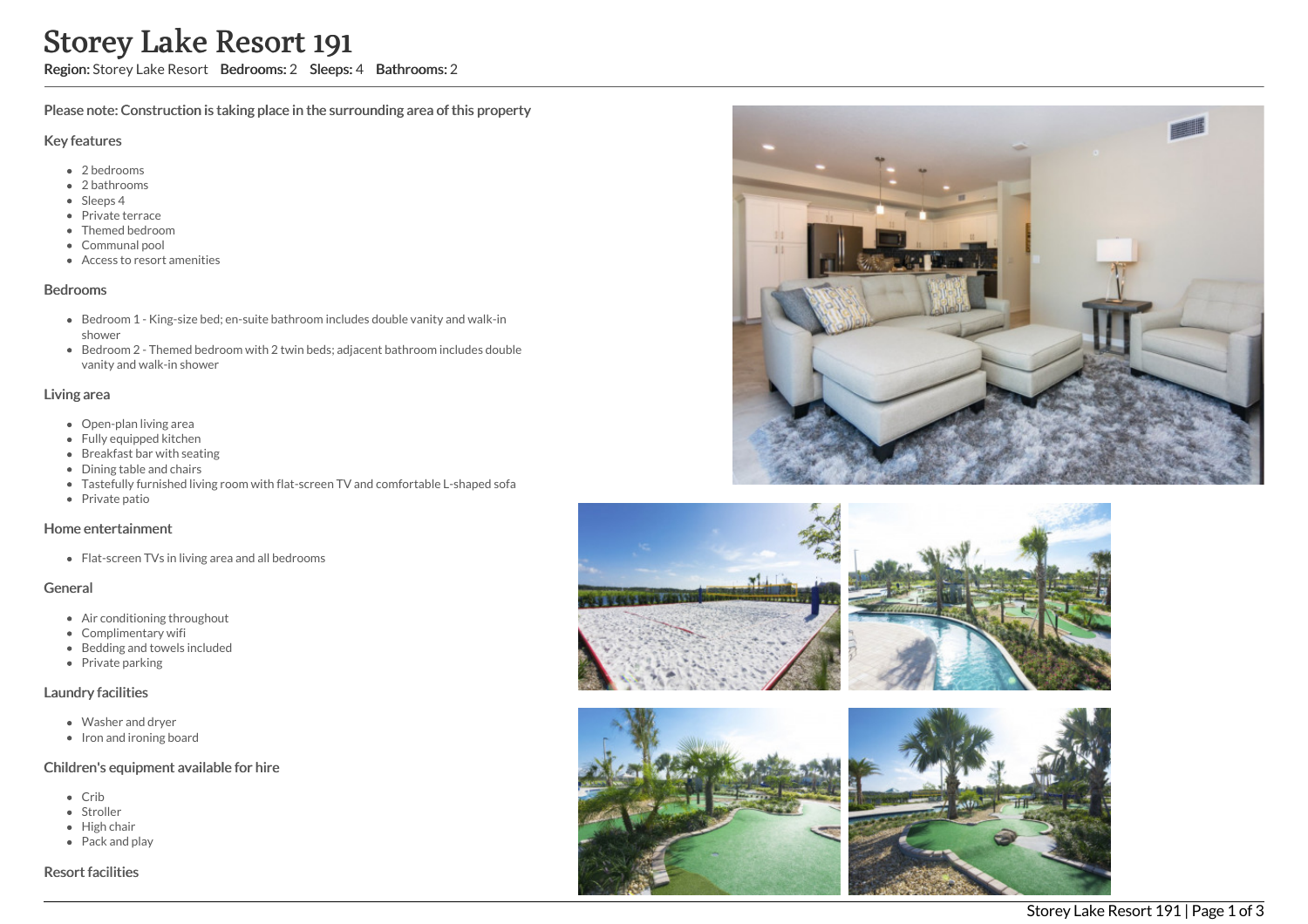# Storey Lake Resort 191

**Region:** Storey Lake Resort **Bedrooms:** 2 **Sleeps:** 4 **Bathrooms:** 2

Please note: Construction is taking place in the surrounding area of this property

## Key features

- 2 bedrooms
- 2 bathrooms
- Sleeps 4
- Private terrace
- Themed bedroom
- Communal pool
- Access to resort amenities

## Bedrooms

- Bedroom 1 - King-size bed; en-suite bathroom includes double vanity and walk-in shower
- Bedroom 2 - Themed bedroom with 2 twin beds; adjacent bathroom includes double vanity and walk-in shower

## Living area

- Open-plan living area
- Fully equipped kitchen
- Breakfast bar with seating
- Dining table and chairs
- Tastefully furnished living room with flat-screen TV and comfortable L-shaped sofa
- Private patio

## Home entertainment

- Flat-screen TVs in living area and all bedrooms

## General

- Air conditioning throughout
- Complimentary wifi
- Bedding and towels included
- Private parking

## Laundry facilities

- Washer and dryer
- Iron and ironing board

## Children's equipment available for hire

- Crib
- Stroller
- High chair
- Pack and play

## Resort facilities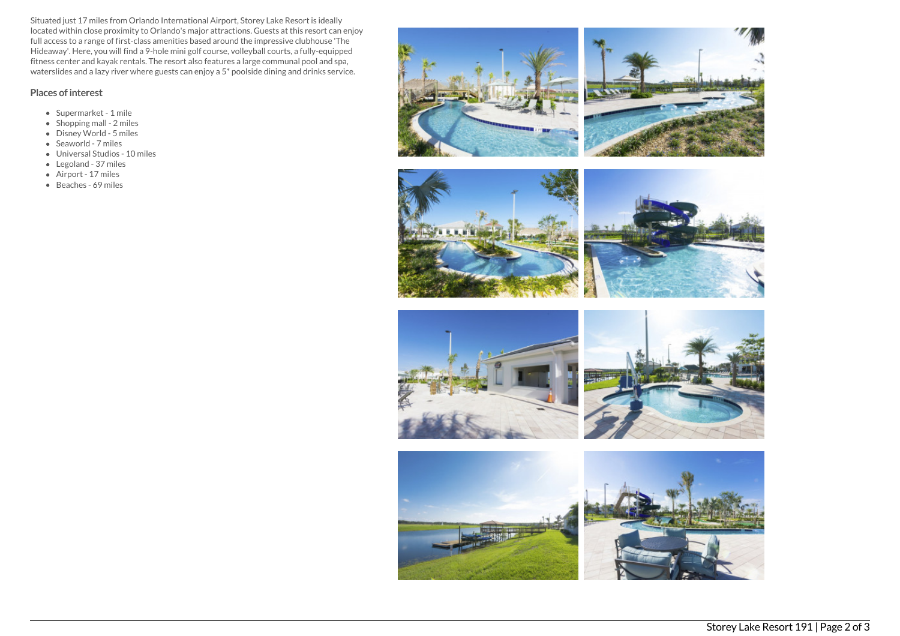Situated just 17 miles from Orlando International Airport, Storey Lake Resort is ideally located within close proximity to Orlando's major attractions. Guests at this resort can enjoy full access to a range of first-class amenities based around the impressive clubhouse 'The Hideaway'. Here, you will find a 9-hole mini golf course, volleyball courts, a fully-equipped fitness center and kayak rentals. The resort also features a large communal pool and spa, waterslides and a lazy river where guests can enjoy a 5* poolside dining and drinks service.

## Places of interest

- Supermarket - 1 mile
- Shopping mall - 2 miles
- Disney World - 5 miles
- Seaworld - 7 miles
- Universal Studios - 10 miles
- Legoland - 37 miles
- Airport - 17 miles
- Beaches - 69 miles